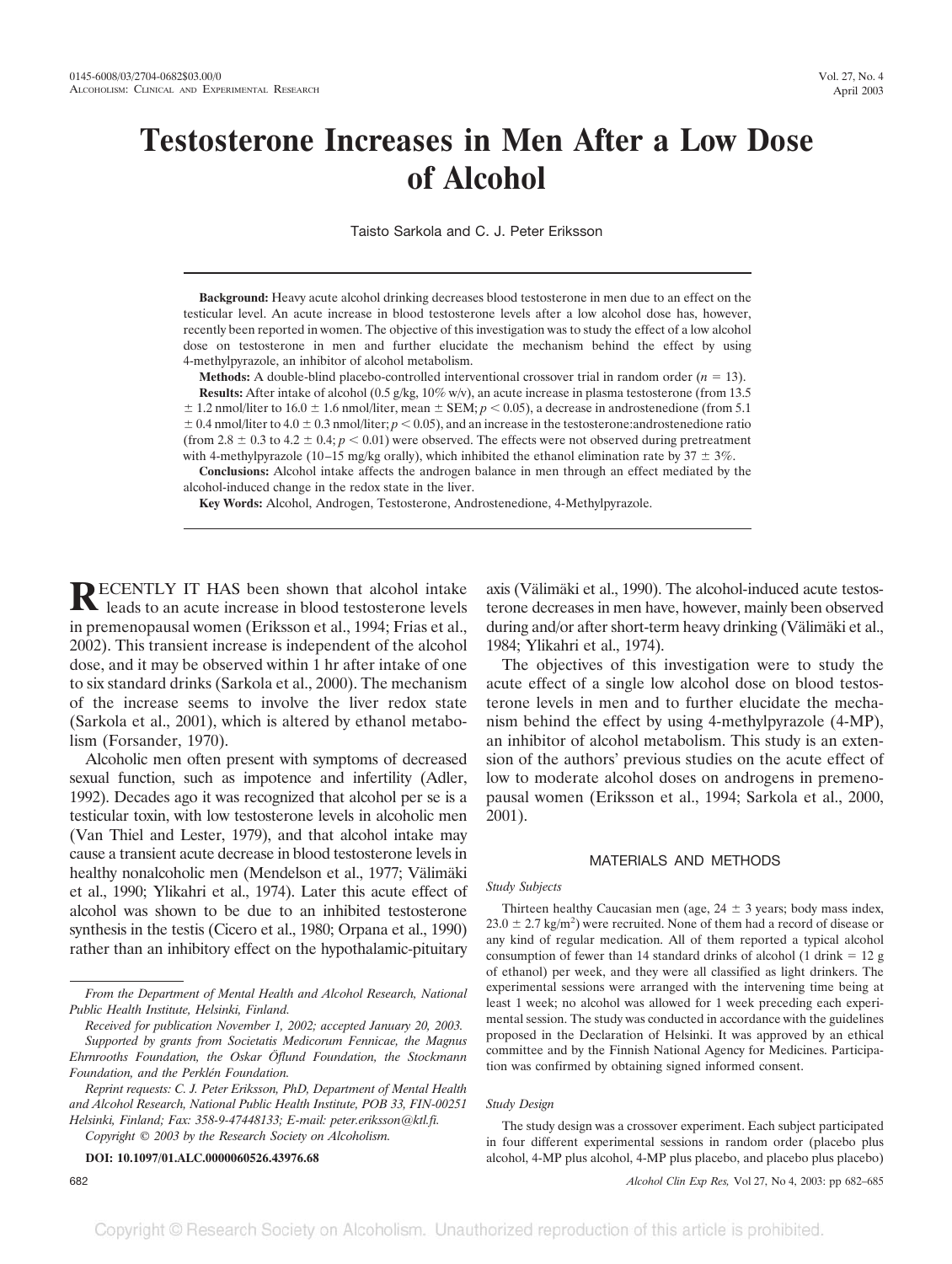# Testosterone Increases in Men After a Low Dose of Alcohol

Taisto Sarkola and C. J. Peter Eriksson

**Background:** Heavy acute alcohol drinking decreases blood testosterone in men due to an effect on the testicular level. An acute increase in blood testosterone levels after a low alcohol dose has, however, recently been reported in women. The objective of this investigation was to study the effect of a low alcohol dose on testosterone in men and further elucidate the mechanism behind the effect by using 4-methylpyrazole, an inhibitor of alcohol metabolism.

**Methods:** A double-blind placebo-controlled interventional crossover trial in random order ($n = 13$).

**Results:** After intake of alcohol (0.5 g/kg, 10% w/v), an acute increase in plasma testosterone (from 13.5 ± 1.2 nmol/liter to 16.0 ± 1.6 nmol/liter, mean ± SEM; $p < 0.05$), a decrease in androstenedione (from 5.1 ± 0.4 nmol/liter to 4.0 ± 0.3 nmol/liter; $p < 0.05$), and an increase in the testosterone:androstenedione ratio (from 2.8 ± 0.3 to 4.2 ± 0.4; $p < 0.01$) were observed. The effects were not observed during pretreatment with 4-methylpyrazole (10–15 mg/kg orally), which inhibited the ethanol elimination rate by 37 ± 3%.

**Conclusions:** Alcohol intake affects the androgen balance in men through an effect mediated by the alcohol-induced change in the redox state in the liver.

**Key Words:** Alcohol, Androgen, Testosterone, Androstenedione, 4-Methylpyrazole.

RECENTLY IT HAS been shown that alcohol intake leads to an acute increase in blood testosterone levels in premenopausal women (Eriksson et al., 1994; Frias et al., 2002). This transient increase is independent of the alcohol dose, and it may be observed within 1 hr after intake of one to six standard drinks (Sarkola et al., 2000). The mechanism of the increase seems to involve the liver redox state (Sarkola et al., 2001), which is altered by ethanol metabolism (Forsander, 1970).

Alcoholic men often present with symptoms of decreased sexual function, such as impotence and infertility (Adler, 1992). Decades ago it was recognized that alcohol per se is a testicular toxin, with low testosterone levels in alcoholic men (Van Thiel and Lester, 1979), and that alcohol intake may cause a transient acute decrease in blood testosterone levels in healthy nonalcoholic men (Mendelson et al., 1977; Välimäki et al., 1990; Ylikahri et al., 1974). Later this acute effect of alcohol was shown to be due to an inhibited testosterone synthesis in the testis (Cicero et al., 1980; Orpana et al., 1990) rather than an inhibitory effect on the hypothalamic-pituitary axis (Välimäki et al., 1990). The alcohol-induced acute testosterone decreases in men have, however, mainly been observed during and/or after short-term heavy drinking (Välimäki et al., 1984; Ylikahri et al., 1974).

The objectives of this investigation were to study the acute effect of a single low alcohol dose on blood testosterone levels in men and to further elucidate the mechanism behind the effect by using 4-methylpyrazole (4-MP), an inhibitor of alcohol metabolism. This study is an extension of the authors' previous studies on the acute effect of low to moderate alcohol doses on androgens in premenopausal women (Eriksson et al., 1994; Sarkola et al., 2000, 2001).

From the Department of Mental Health and Alcohol Research, National Public Health Institute, Helsinki, Finland.

Received for publication November 1, 2002; accepted January 20, 2003.

Supported by grants from Societatis Medicorum Fennicae, the Magnus Ehrnrooths Foundation, the Oskar Öflund Foundation, the Stockmann Foundation, and the Perklén Foundation.

Reprint requests: C. J. Peter Eriksson, PhD, Department of Mental Health and Alcohol Research, National Public Health Institute, POB 33, FIN-00251 Helsinki, Finland; Fax: 358-9-47448133; E-mail: peter.eriksson@ktl.fi.

Copyright © 2003 by the Research Society on Alcoholism.

**DOI: 10.1097/01.ALC.0000060526.43976.68**

## MATERIALS AND METHODS

### Study Subjects

Thirteen healthy Caucasian men (age, 24 ± 3 years; body mass index, 23.0 ± 2.7 kg/m$^2$) were recruited. None of them had a record of disease or any kind of regular medication. All of them reported a typical alcohol consumption of fewer than 14 standard drinks of alcohol (1 drink = 12 g of ethanol) per week, and they were all classified as light drinkers. The experimental sessions were arranged with the intervening time being at least 1 week; no alcohol was allowed for 1 week preceding each experimental session. The study was conducted in accordance with the guidelines proposed in the Declaration of Helsinki. It was approved by an ethical committee and by the Finnish National Agency for Medicines. Participation was confirmed by obtaining signed informed consent.

### Study Design

The study design was a crossover experiment. Each subject participated in four different experimental sessions in random order (placebo plus alcohol, 4-MP plus alcohol, 4-MP plus placebo, and placebo plus placebo)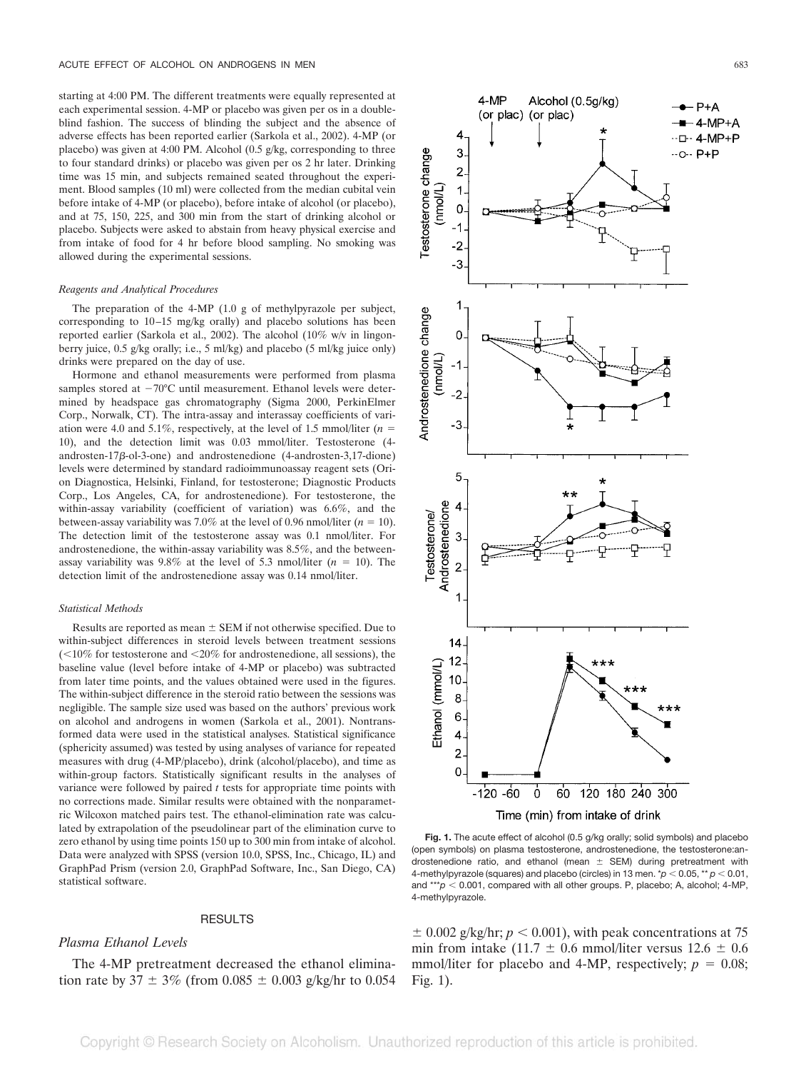starting at 4:00 PM. The different treatments were equally represented at each experimental session. 4-MP or placebo was given per os in a double-blind fashion. The success of blinding the subject and the absence of adverse effects has been reported earlier (Sarkola et al., 2002). 4-MP (or placebo) was given at 4:00 PM. Alcohol (0.5 g/kg, corresponding to three to four standard drinks) or placebo was given per os 2 hr later. Drinking time was 15 min, and subjects remained seated throughout the experiment. Blood samples (10 ml) were collected from the median cubital vein before intake of 4-MP (or placebo), before intake of alcohol (or placebo), and at 75, 150, 225, and 300 min from the start of drinking alcohol or placebo. Subjects were asked to abstain from heavy physical exercise and from intake of food for 4 hr before blood sampling. No smoking was allowed during the experimental sessions.

### *Reagents and Analytical Procedures*

The preparation of the 4-MP (1.0 g of methylpyrazole per subject, corresponding to 10–15 mg/kg orally) and placebo solutions has been reported earlier (Sarkola et al., 2002). The alcohol (10% w/v in lingonberry juice, 0.5 g/kg orally; i.e., 5 ml/kg) and placebo (5 ml/kg juice only) drinks were prepared on the day of use.

Hormone and ethanol measurements were performed from plasma samples stored at −70°C until measurement. Ethanol levels were determined by headspace gas chromatography (Sigma 2000, PerkinElmer Corp., Norwalk, CT). The intra-assay and interassay coefficients of variation were 4.0 and 5.1%, respectively, at the level of 1.5 mmol/liter ($n$ = 10), and the detection limit was 0.03 mmol/liter. Testosterone (4-androsten-17$\beta$-ol-3-one) and androstenedione (4-androsten-3,17-dione) levels were determined by standard radioimmunoassay reagent sets (Orion Diagnostica, Helsinki, Finland, for testosterone; Diagnostic Products Corp., Los Angeles, CA, for androstenedione). For testosterone, the within-assay variability (coefficient of variation) was 6.6%, and the between-assay variability was 7.0% at the level of 0.96 nmol/liter ($n$ = 10). The detection limit of the testosterone assay was 0.1 nmol/liter. For androstenedione, the within-assay variability was 8.5%, and the between-assay variability was 9.8% at the level of 5.3 nmol/liter ($n$ = 10). The detection limit of the androstenedione assay was 0.14 nmol/liter.

### *Statistical Methods*

Results are reported as mean ± SEM if not otherwise specified. Due to within-subject differences in steroid levels between treatment sessions (<10% for testosterone and <20% for androstenedione, all sessions), the baseline value (level before intake of 4-MP or placebo) was subtracted from later time points, and the values obtained were used in the figures. The within-subject difference in the steroid ratio between the sessions was negligible. The sample size used was based on the authors' previous work on alcohol and androgens in women (Sarkola et al., 2001). Nontransformed data were used in the statistical analyses. Statistical significance (sphericity assumed) was tested by using analyses of variance for repeated measures with drug (4-MP/placebo), drink (alcohol/placebo), and time as within-group factors. Statistically significant results in the analyses of variance were followed by paired $t$ tests for appropriate time points with no corrections made. Similar results were obtained with the nonparametric Wilcoxon matched pairs test. The ethanol-elimination rate was calculated by extrapolation of the pseudolinear part of the elimination curve to zero ethanol by using time points 150 up to 300 min from intake of alcohol. Data were analyzed with SPSS (version 10.0, SPSS, Inc., Chicago, IL) and GraphPad Prism (version 2.0, GraphPad Software, Inc., San Diego, CA) statistical software.

## RESULTS

### *Plasma Ethanol Levels*

The 4-MP pretreatment decreased the ethanol elimination rate by 37 ± 3% (from 0.085 ± 0.003 g/kg/hr to 0.054 ± 0.002 g/kg/hr; $p < 0.001$), with peak concentrations at 75 min from intake (11.7 ± 0.6 mmol/liter versus 12.6 ± 0.6 mmol/liter for placebo and 4-MP, respectively; $p$ = 0.08; Fig. 1).

**Fig. 1.** The acute effect of alcohol (0.5 g/kg orally; solid symbols) and placebo (open symbols) on plasma testosterone, androstenedione, the testosterone:androstenedione ratio, and ethanol (mean ± SEM) during pretreatment with 4-methylpyrazole (squares) and placebo (circles) in 13 men. \*$p < 0.05$, \*\*$p < 0.01$, and \*\*\*$p < 0.001$, compared with all other groups. P, placebo; A, alcohol; 4-MP, 4-methylpyrazole.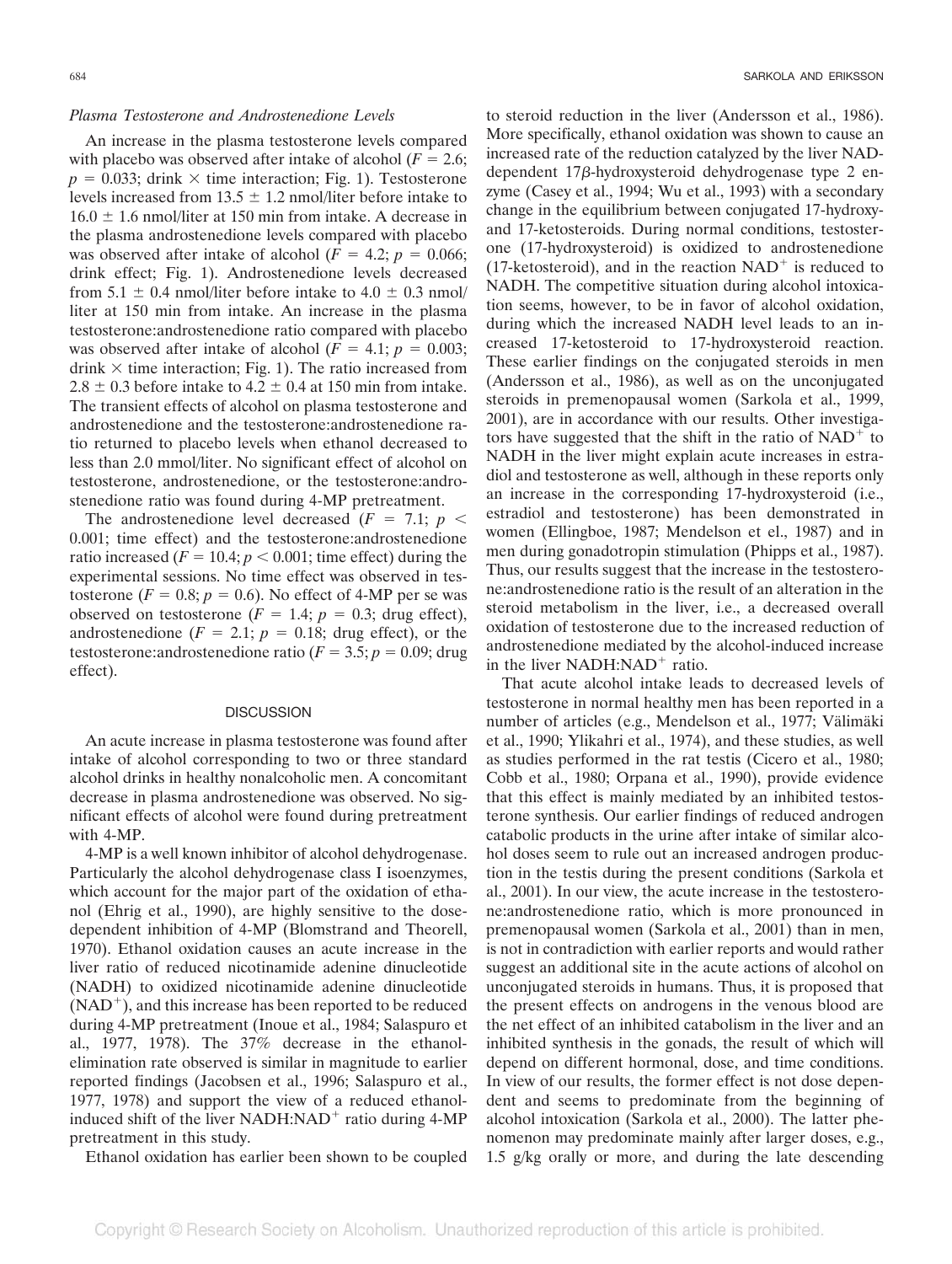### *Plasma Testosterone and Androstenedione Levels*

An increase in the plasma testosterone levels compared with placebo was observed after intake of alcohol ($F = 2.6$; $p = 0.033$; drink × time interaction; Fig. 1). Testosterone levels increased from 13.5 ± 1.2 nmol/liter before intake to 16.0 ± 1.6 nmol/liter at 150 min from intake. A decrease in the plasma androstenedione levels compared with placebo was observed after intake of alcohol ($F = 4.2$; $p = 0.066$; drink effect; Fig. 1). Androstenedione levels decreased from 5.1 ± 0.4 nmol/liter before intake to 4.0 ± 0.3 nmol/liter at 150 min from intake. An increase in the plasma testosterone:androstenedione ratio compared with placebo was observed after intake of alcohol ($F = 4.1$; $p = 0.003$; drink × time interaction; Fig. 1). The ratio increased from 2.8 ± 0.3 before intake to 4.2 ± 0.4 at 150 min from intake. The transient effects of alcohol on plasma testosterone and androstenedione and the testosterone:androstenedione ratio returned to placebo levels when ethanol decreased to less than 2.0 mmol/liter. No significant effect of alcohol on testosterone, androstenedione, or the testosterone:androstenedione ratio was found during 4-MP pretreatment.

The androstenedione level decreased ($F = 7.1$; $p < 0.001$; time effect) and the testosterone:androstenedione ratio increased ($F = 10.4$; $p < 0.001$; time effect) during the experimental sessions. No time effect was observed in testosterone ($F = 0.8$; $p = 0.6$). No effect of 4-MP per se was observed on testosterone ($F = 1.4$; $p = 0.3$; drug effect), androstenedione ($F = 2.1$; $p = 0.18$; drug effect), or the testosterone:androstenedione ratio ($F = 3.5$; $p = 0.09$; drug effect).

## DISCUSSION

An acute increase in plasma testosterone was found after intake of alcohol corresponding to two or three standard alcohol drinks in healthy nonalcoholic men. A concomitant decrease in plasma androstenedione was observed. No significant effects of alcohol were found during pretreatment with 4-MP.

4-MP is a well known inhibitor of alcohol dehydrogenase. Particularly the alcohol dehydrogenase class I isoenzymes, which account for the major part of the oxidation of ethanol (Ehrig et al., 1990), are highly sensitive to the dose-dependent inhibition of 4-MP (Blomstrand and Theorell, 1970). Ethanol oxidation causes an acute increase in the liver ratio of reduced nicotinamide adenine dinucleotide (NADH) to oxidized nicotinamide adenine dinucleotide ($NAD^+$), and this increase has been reported to be reduced during 4-MP pretreatment (Inoue et al., 1984; Salaspuro et al., 1977, 1978). The 37% decrease in the ethanol-elimination rate observed is similar in magnitude to earlier reported findings (Jacobsen et al., 1996; Salaspuro et al., 1977, 1978) and support the view of a reduced ethanol-induced shift of the liver $NADH:NAD^+$ ratio during 4-MP pretreatment in this study.

Ethanol oxidation has earlier been shown to be coupled to steroid reduction in the liver (Andersson et al., 1986). More specifically, ethanol oxidation was shown to cause an increased rate of the reduction catalyzed by the liver NAD-dependent 17β-hydroxysteroid dehydrogenase type 2 enzyme (Casey et al., 1994; Wu et al., 1993) with a secondary change in the equilibrium between conjugated 17-hydroxy- and 17-ketosteroids. During normal conditions, testosterone (17-hydroxysteroid) is oxidized to androstenedione (17-ketosteroid), and in the reaction $NAD^+$ is reduced to NADH. The competitive situation during alcohol intoxication seems, however, to be in favor of alcohol oxidation, during which the increased NADH level leads to an increased 17-ketosteroid to 17-hydroxysteroid reaction. These earlier findings on the conjugated steroids in men (Andersson et al., 1986), as well as on the unconjugated steroids in premenopausal women (Sarkola et al., 1999, 2001), are in accordance with our results. Other investigators have suggested that the shift in the ratio of $NAD^+$ to NADH in the liver might explain acute increases in estradiol and testosterone as well, although in these reports only an increase in the corresponding 17-hydroxysteroid (i.e., estradiol and testosterone) has been demonstrated in women (Ellingboe, 1987; Mendelson et el., 1987) and in men during gonadotropin stimulation (Phipps et al., 1987). Thus, our results suggest that the increase in the testosterone:androstenedione ratio is the result of an alteration in the steroid metabolism in the liver, i.e., a decreased overall oxidation of testosterone due to the increased reduction of androstenedione mediated by the alcohol-induced increase in the liver $NADH:NAD^+$ ratio.

That acute alcohol intake leads to decreased levels of testosterone in normal healthy men has been reported in a number of articles (e.g., Mendelson et al., 1977; Välimäki et al., 1990; Ylikahri et al., 1974), and these studies, as well as studies performed in the rat testis (Cicero et al., 1980; Cobb et al., 1980; Orpana et al., 1990), provide evidence that this effect is mainly mediated by an inhibited testosterone synthesis. Our earlier findings of reduced androgen catabolic products in the urine after intake of similar alcohol doses seem to rule out an increased androgen production in the testis during the present conditions (Sarkola et al., 2001). In our view, the acute increase in the testosterone:androstenedione ratio, which is more pronounced in premenopausal women (Sarkola et al., 2001) than in men, is not in contradiction with earlier reports and would rather suggest an additional site in the acute actions of alcohol on unconjugated steroids in humans. Thus, it is proposed that the present effects on androgens in the venous blood are the net effect of an inhibited catabolism in the liver and an inhibited synthesis in the gonads, the result of which will depend on different hormonal, dose, and time conditions. In view of our results, the former effect is not dose dependent and seems to predominate from the beginning of alcohol intoxication (Sarkola et al., 2000). The latter phenomenon may predominate mainly after larger doses, e.g., 1.5 g/kg orally or more, and during the late descending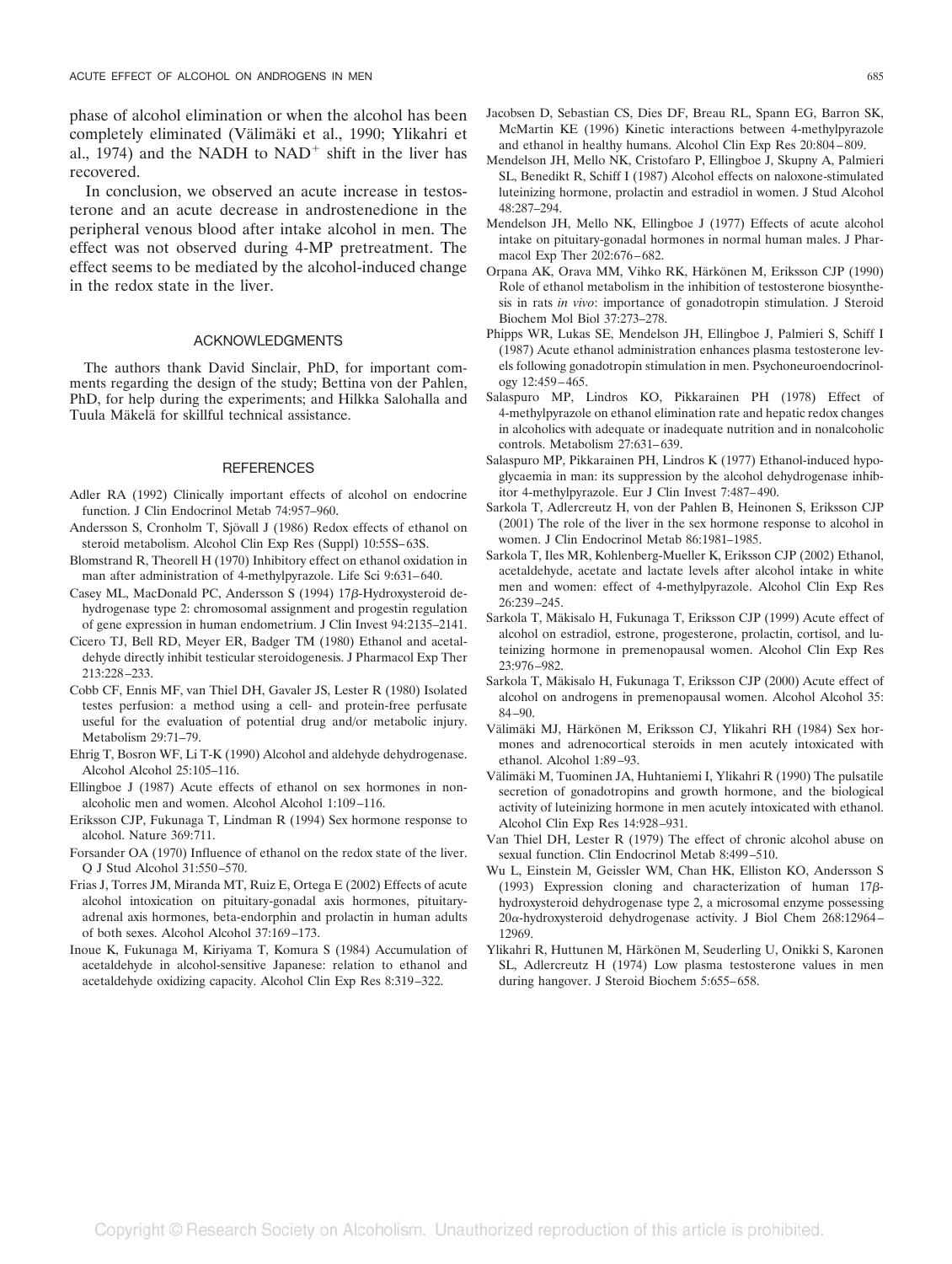phase of alcohol elimination or when the alcohol has been completely eliminated (Välimäki et al., 1990; Ylikahri et al., 1974) and the NADH to $NAD^+$ shift in the liver has recovered.

In conclusion, we observed an acute increase in testosterone and an acute decrease in androstenedione in the peripheral venous blood after intake alcohol in men. The effect was not observed during 4-MP pretreatment. The effect seems to be mediated by the alcohol-induced change in the redox state in the liver.

## ACKNOWLEDGMENTS

The authors thank David Sinclair, PhD, for important comments regarding the design of the study; Bettina von der Pahlen, PhD, for help during the experiments; and Hilkka Salohalla and Tuula Mäkelä for skillful technical assistance.

## REFERENCES

Adler RA (1992) Clinically important effects of alcohol on endocrine function. J Clin Endocrinol Metab 74:957–960.

Andersson S, Cronholm T, Sjövall J (1986) Redox effects of ethanol on steroid metabolism. Alcohol Clin Exp Res (Suppl) 10:55S–63S.

Blomstrand R, Theorell H (1970) Inhibitory effect on ethanol oxidation in man after administration of 4-methylpyrazole. Life Sci 9:631–640.

Casey ML, MacDonald PC, Andersson S (1994) 17β-Hydroxysteroid dehydrogenase type 2: chromosomal assignment and progestin regulation of gene expression in human endometrium. J Clin Invest 94:2135–2141.

Cicero TJ, Bell RD, Meyer ER, Badger TM (1980) Ethanol and acetaldehyde directly inhibit testicular steroidogenesis. J Pharmacol Exp Ther 213:228–233.

Cobb CF, Ennis MF, van Thiel DH, Gavaler JS, Lester R (1980) Isolated testes perfusion: a method using a cell- and protein-free perfusate useful for the evaluation of potential drug and/or metabolic injury. Metabolism 29:71–79.

Ehrig T, Bosron WF, Li T-K (1990) Alcohol and aldehyde dehydrogenase. Alcohol Alcohol 25:105–116.

Ellingboe J (1987) Acute effects of ethanol on sex hormones in nonalcoholic men and women. Alcohol Alcohol 1:109–116.

Eriksson CJP, Fukunaga T, Lindman R (1994) Sex hormone response to alcohol. Nature 369:711.

Forsander OA (1970) Influence of ethanol on the redox state of the liver. Q J Stud Alcohol 31:550–570.

Frias J, Torres JM, Miranda MT, Ruiz E, Ortega E (2002) Effects of acute alcohol intoxication on pituitary-gonadal axis hormones, pituitary-adrenal axis hormones, beta-endorphin and prolactin in human adults of both sexes. Alcohol Alcohol 37:169–173.

Inoue K, Fukunaga M, Kiriyama T, Komura S (1984) Accumulation of acetaldehyde in alcohol-sensitive Japanese: relation to ethanol and acetaldehyde oxidizing capacity. Alcohol Clin Exp Res 8:319–322.

Jacobsen D, Sebastian CS, Dies DF, Breau RL, Spann EG, Barron SK, McMartin KE (1996) Kinetic interactions between 4-methylpyrazole and ethanol in healthy humans. Alcohol Clin Exp Res 20:804–809.

Mendelson JH, Mello NK, Cristofaro P, Ellingboe J, Skupny A, Palmieri SL, Benedikt R, Schiff I (1987) Alcohol effects on naloxone-stimulated luteinizing hormone, prolactin and estradiol in women. J Stud Alcohol 48:287–294.

Mendelson JH, Mello NK, Ellingboe J (1977) Effects of acute alcohol intake on pituitary-gonadal hormones in normal human males. J Pharmacol Exp Ther 202:676–682.

Orpana AK, Orava MM, Vihko RK, Härkönen M, Eriksson CJP (1990) Role of ethanol metabolism in the inhibition of testosterone biosynthesis in rats *in vivo*: importance of gonadotropin stimulation. J Steroid Biochem Mol Biol 37:273–278.

Phipps WR, Lukas SE, Mendelson JH, Ellingboe J, Palmieri S, Schiff I (1987) Acute ethanol administration enhances plasma testosterone levels following gonadotropin stimulation in men. Psychoneuroendocrinology 12:459–465.

Salaspuro MP, Lindros KO, Pikkarainen PH (1978) Effect of 4-methylpyrazole on ethanol elimination rate and hepatic redox changes in alcoholics with adequate or inadequate nutrition and in nonalcoholic controls. Metabolism 27:631–639.

Salaspuro MP, Pikkarainen PH, Lindros K (1977) Ethanol-induced hypoglycaemia in man: its suppression by the alcohol dehydrogenase inhibitor 4-methylpyrazole. Eur J Clin Invest 7:487–490.

Sarkola T, Adlercreutz H, von der Pahlen B, Heinonen S, Eriksson CJP (2001) The role of the liver in the sex hormone response to alcohol in women. J Clin Endocrinol Metab 86:1981–1985.

Sarkola T, Iles MR, Kohlenberg-Mueller K, Eriksson CJP (2002) Ethanol, acetaldehyde, acetate and lactate levels after alcohol intake in white men and women: effect of 4-methylpyrazole. Alcohol Clin Exp Res 26:239–245.

Sarkola T, Mäkisalo H, Fukunaga T, Eriksson CJP (1999) Acute effect of alcohol on estradiol, estrone, progesterone, prolactin, cortisol, and luteinizing hormone in premenopausal women. Alcohol Clin Exp Res 23:976–982.

Sarkola T, Mäkisalo H, Fukunaga T, Eriksson CJP (2000) Acute effect of alcohol on androgens in premenopausal women. Alcohol Alcohol 35: 84–90.

Välimäki MJ, Härkönen M, Eriksson CJ, Ylikahri RH (1984) Sex hormones and adrenocortical steroids in men acutely intoxicated with ethanol. Alcohol 1:89–93.

Välimäki M, Tuominen JA, Huhtaniemi I, Ylikahri R (1990) The pulsatile secretion of gonadotropins and growth hormone, and the biological activity of luteinizing hormone in men acutely intoxicated with ethanol. Alcohol Clin Exp Res 14:928–931.

Van Thiel DH, Lester R (1979) The effect of chronic alcohol abuse on sexual function. Clin Endocrinol Metab 8:499–510.

Wu L, Einstein M, Geissler WM, Chan HK, Elliston KO, Andersson S (1993) Expression cloning and characterization of human 17β-hydroxysteroid dehydrogenase type 2, a microsomal enzyme possessing 20α-hydroxysteroid dehydrogenase activity. J Biol Chem 268:12964–12969.

Ylikahri R, Huttunen M, Härkönen M, Seuderling U, Onikki S, Karonen SL, Adlercreutz H (1974) Low plasma testosterone values in men during hangover. J Steroid Biochem 5:655–658.

Copyright © Research Society on Alcoholism. Unauthorized reproduction of this article is prohibited.